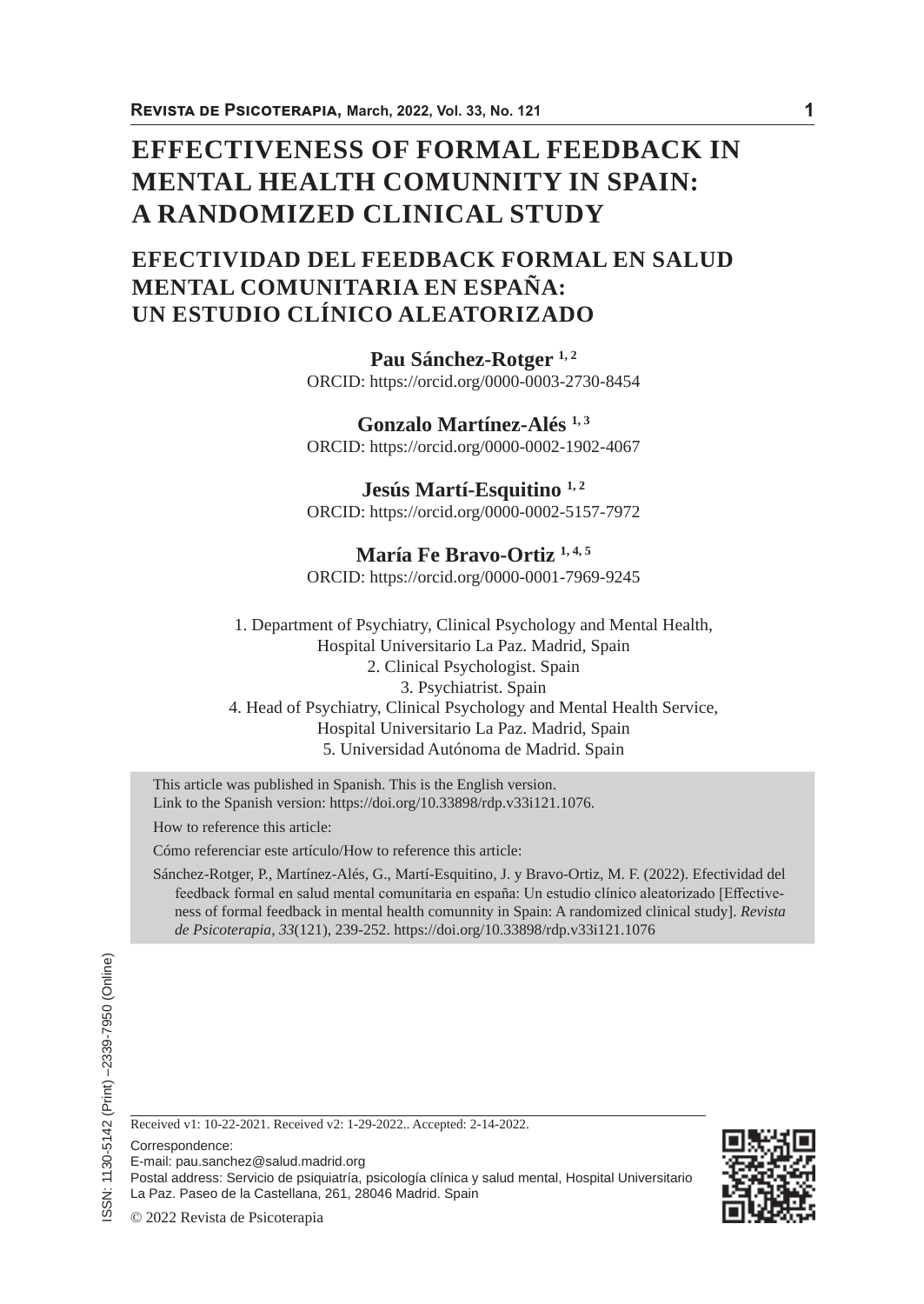# EFFECTIVENESS OF FORMAL FEEDBACK IN MENTAL HEALTH COMUNNITY IN SPAIN: A RANDOMIZED CLINICAL STUDY

## EFECTIVIDAD DEL FEEDBACK FORMAL EN SALUD MENTAL COMUNITARIA EN ESPAÑA: UN ESTUDIO CLÍNICO ALEATORIZADO

**Pau Sánchez-Rotger** [1, 2]
ORCID: https://orcid.org/0000-0003-2730-8454

**Gonzalo Martínez-Alés** [1, 3]
ORCID: https://orcid.org/0000-0002-1902-4067

**Jesús Martí-Esquitino** [1, 2]
ORCID: https://orcid.org/0000-0002-5157-7972

**María Fe Bravo-Ortiz** [1, 4, 5]
ORCID: https://orcid.org/0000-0001-7969-9245

1. Department of Psychiatry, Clinical Psychology and Mental Health, Hospital Universitario La Paz. Madrid, Spain
2. Clinical Psychologist. Spain
3. Psychiatrist. Spain
4. Head of Psychiatry, Clinical Psychology and Mental Health Service, Hospital Universitario La Paz. Madrid, Spain
5. Universidad Autónoma de Madrid. Spain

This article was published in Spanish. This is the English version.
Link to the Spanish version: https://doi.org/10.33898/rdp.v33i121.1076.

How to reference this article:

Cómo referenciar este artículo/How to reference this article:

Sánchez-Rotger, P., Martínez-Alés, G., Martí-Esquitino, J. y Bravo-Ortiz, M. F. (2022). Efectividad del feedback formal en salud mental comunitaria en españa: Un estudio clínico aleatorizado [Effectiveness of formal feedback in mental health comunnity in Spain: A randomized clinical study]. *Revista de Psicoterapia, 33*(121), 239-252. https://doi.org/10.33898/rdp.v33i121.1076

ISSN: 1130-5142 (Print) –2339-7950 (Online)

Received v1: 10-22-2021. Received v2: 1-29-2022.. Accepted: 2-14-2022.

Correspondence:
E-mail: pau.sanchez@salud.madrid.org
Postal address: Servicio de psiquiatría, psicología clínica y salud mental, Hospital Universitario La Paz. Paseo de la Castellana, 261, 28046 Madrid. Spain

© 2022 Revista de Psicoterapia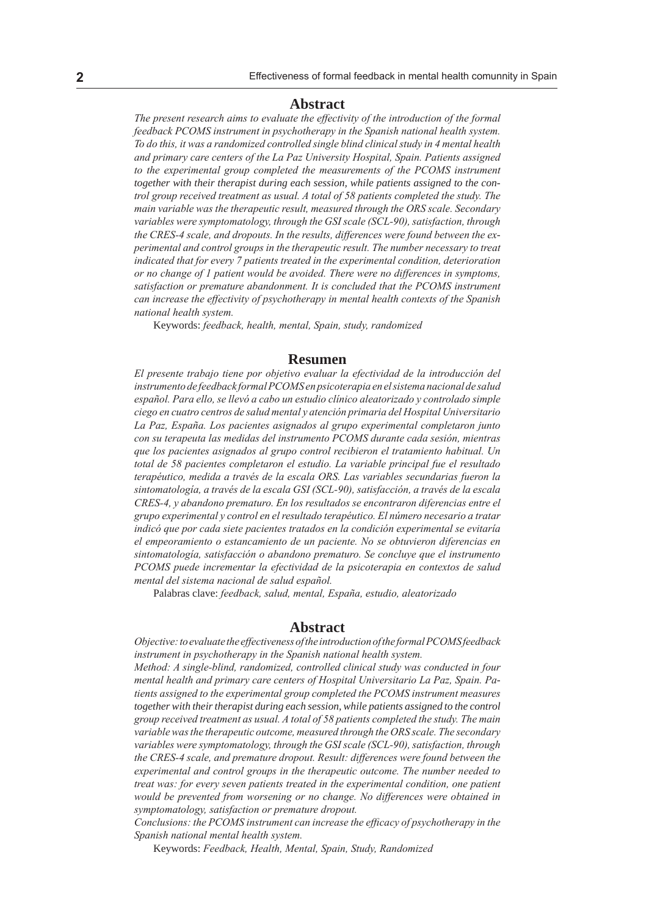## Abstract

*The present research aims to evaluate the effectivity of the introduction of the formal feedback PCOMS instrument in psychotherapy in the Spanish national health system. To do this, it was a randomized controlled single blind clinical study in 4 mental health and primary care centers of the La Paz University Hospital, Spain. Patients assigned to the experimental group completed the measurements of the PCOMS instrument together with their therapist during each session, while patients assigned to the control group received treatment as usual. A total of 58 patients completed the study. The main variable was the therapeutic result, measured through the ORS scale. Secondary variables were symptomatology, through the GSI scale (SCL-90), satisfaction, through the CRES-4 scale, and dropouts. In the results, differences were found between the experimental and control groups in the therapeutic result. The number necessary to treat indicated that for every 7 patients treated in the experimental condition, deterioration or no change of 1 patient would be avoided. There were no differences in symptoms, satisfaction or premature abandonment. It is concluded that the PCOMS instrument can increase the effectivity of psychotherapy in mental health contexts of the Spanish national health system.*

Keywords: *feedback, health, mental, Spain, study, randomized*

## Resumen

*El presente trabajo tiene por objetivo evaluar la efectividad de la introducción del instrumento de feedback formal PCOMS en psicoterapia en el sistema nacional de salud español. Para ello, se llevó a cabo un estudio clínico aleatorizado y controlado simple ciego en cuatro centros de salud mental y atención primaria del Hospital Universitario La Paz, España. Los pacientes asignados al grupo experimental completaron junto con su terapeuta las medidas del instrumento PCOMS durante cada sesión, mientras que los pacientes asignados al grupo control recibieron el tratamiento habitual. Un total de 58 pacientes completaron el estudio. La variable principal fue el resultado terapéutico, medida a través de la escala ORS. Las variables secundarias fueron la sintomatología, a través de la escala GSI (SCL-90), satisfacción, a través de la escala CRES-4, y abandono prematuro. En los resultados se encontraron diferencias entre el grupo experimental y control en el resultado terapéutico. El número necesario a tratar indicó que por cada siete pacientes tratados en la condición experimental se evitaría el empeoramiento o estancamiento de un paciente. No se obtuvieron diferencias en sintomatología, satisfacción o abandono prematuro. Se concluye que el instrumento PCOMS puede incrementar la efectividad de la psicoterapia en contextos de salud mental del sistema nacional de salud español.*

Palabras clave: *feedback, salud, mental, España, estudio, aleatorizado*

## Abstract

*Objective: to evaluate the effectiveness of the introduction of the formal PCOMS feedback instrument in psychotherapy in the Spanish national health system.*

*Method: A single-blind, randomized, controlled clinical study was conducted in four mental health and primary care centers of Hospital Universitario La Paz, Spain. Patients assigned to the experimental group completed the PCOMS instrument measures together with their therapist during each session, while patients assigned to the control group received treatment as usual. A total of 58 patients completed the study. The main variable was the therapeutic outcome, measured through the ORS scale. The secondary variables were symptomatology, through the GSI scale (SCL-90), satisfaction, through the CRES-4 scale, and premature dropout. Result: differences were found between the experimental and control groups in the therapeutic outcome. The number needed to treat was: for every seven patients treated in the experimental condition, one patient would be prevented from worsening or no change. No differences were obtained in symptomatology, satisfaction or premature dropout.*

*Conclusions: the PCOMS instrument can increase the efficacy of psychotherapy in the Spanish national mental health system.*

Keywords: *Feedback, Health, Mental, Spain, Study, Randomized*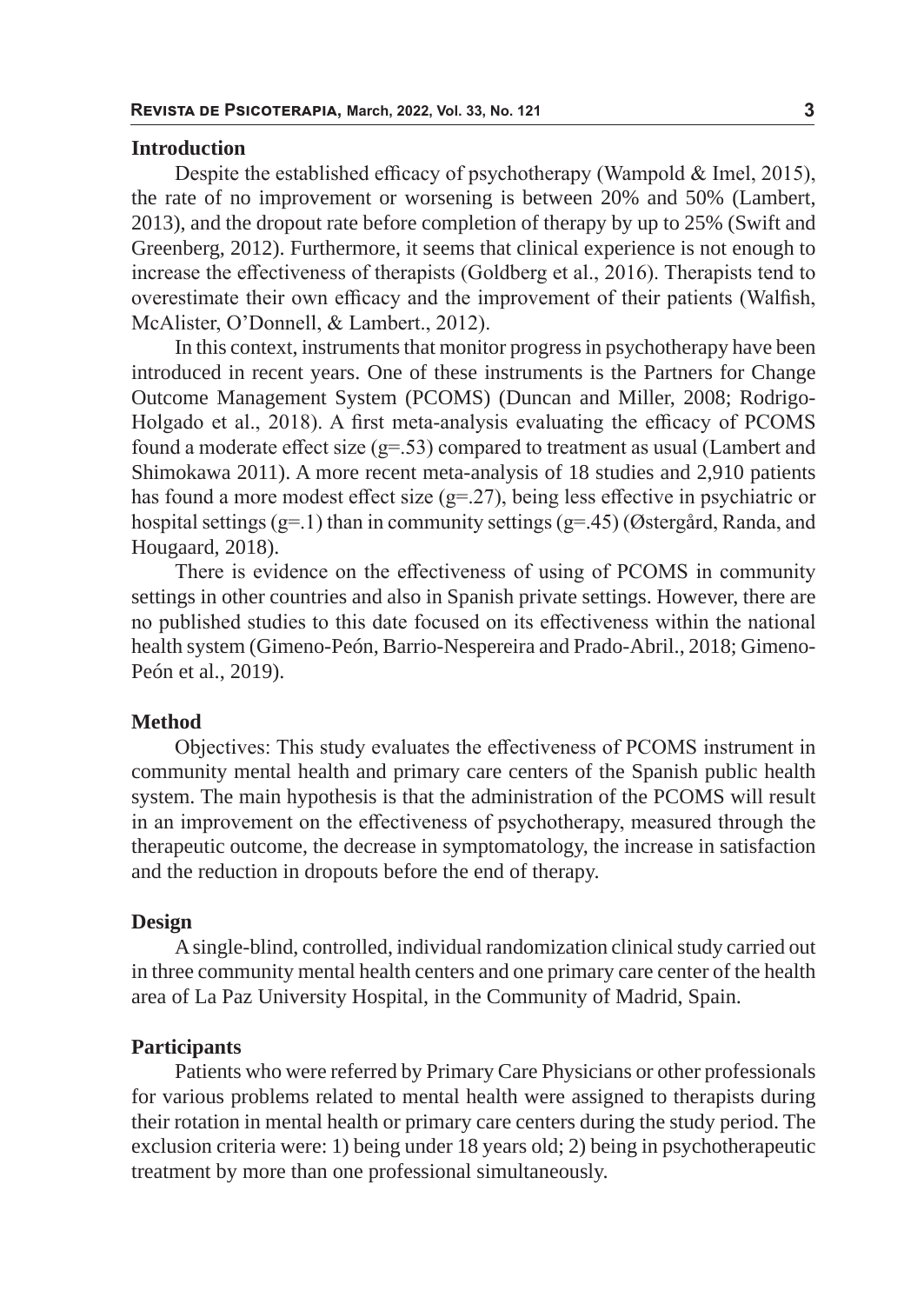## Introduction

Despite the established efficacy of psychotherapy (Wampold & Imel, 2015), the rate of no improvement or worsening is between 20% and 50% (Lambert, 2013), and the dropout rate before completion of therapy by up to 25% (Swift and Greenberg, 2012). Furthermore, it seems that clinical experience is not enough to increase the effectiveness of therapists (Goldberg et al., 2016). Therapists tend to overestimate their own efficacy and the improvement of their patients (Walfish, McAlister, O'Donnell, & Lambert., 2012).

In this context, instruments that monitor progress in psychotherapy have been introduced in recent years. One of these instruments is the Partners for Change Outcome Management System (PCOMS) (Duncan and Miller, 2008; Rodrigo-Holgado et al., 2018). A first meta-analysis evaluating the efficacy of PCOMS found a moderate effect size ($g=.53$) compared to treatment as usual (Lambert and Shimokawa 2011). A more recent meta-analysis of 18 studies and 2,910 patients has found a more modest effect size ($g=.27$), being less effective in psychiatric or hospital settings ($g=.1$) than in community settings ($g=.45$) (Østergård, Randa, and Hougaard, 2018).

There is evidence on the effectiveness of using of PCOMS in community settings in other countries and also in Spanish private settings. However, there are no published studies to this date focused on its effectiveness within the national health system (Gimeno-Peón, Barrio-Nespereira and Prado-Abril., 2018; Gimeno-Peón et al., 2019).

## Method

Objectives: This study evaluates the effectiveness of PCOMS instrument in community mental health and primary care centers of the Spanish public health system. The main hypothesis is that the administration of the PCOMS will result in an improvement on the effectiveness of psychotherapy, measured through the therapeutic outcome, the decrease in symptomatology, the increase in satisfaction and the reduction in dropouts before the end of therapy.

## Design

A single-blind, controlled, individual randomization clinical study carried out in three community mental health centers and one primary care center of the health area of La Paz University Hospital, in the Community of Madrid, Spain.

## Participants

Patients who were referred by Primary Care Physicians or other professionals for various problems related to mental health were assigned to therapists during their rotation in mental health or primary care centers during the study period. The exclusion criteria were: 1) being under 18 years old; 2) being in psychotherapeutic treatment by more than one professional simultaneously.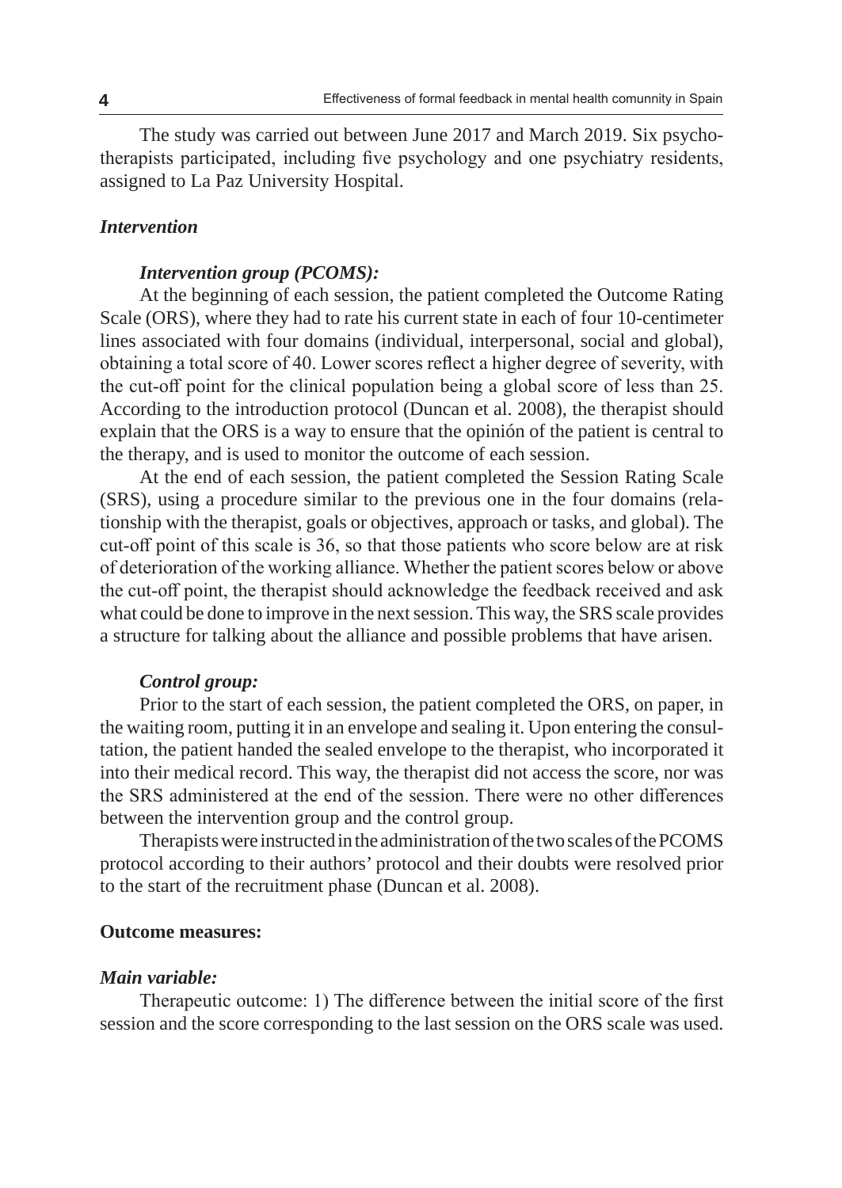The study was carried out between June 2017 and March 2019. Six psychotherapists participated, including five psychology and one psychiatry residents, assigned to La Paz University Hospital.

### *Intervention*

#### *Intervention group (PCOMS):*

At the beginning of each session, the patient completed the Outcome Rating Scale (ORS), where they had to rate his current state in each of four 10-centimeter lines associated with four domains (individual, interpersonal, social and global), obtaining a total score of 40. Lower scores reflect a higher degree of severity, with the cut-off point for the clinical population being a global score of less than 25. According to the introduction protocol (Duncan et al. 2008), the therapist should explain that the ORS is a way to ensure that the opinión of the patient is central to the therapy, and is used to monitor the outcome of each session.

At the end of each session, the patient completed the Session Rating Scale (SRS), using a procedure similar to the previous one in the four domains (relationship with the therapist, goals or objectives, approach or tasks, and global). The cut-off point of this scale is 36, so that those patients who score below are at risk of deterioration of the working alliance. Whether the patient scores below or above the cut-off point, the therapist should acknowledge the feedback received and ask what could be done to improve in the next session. This way, the SRS scale provides a structure for talking about the alliance and possible problems that have arisen.

#### *Control group:*

Prior to the start of each session, the patient completed the ORS, on paper, in the waiting room, putting it in an envelope and sealing it. Upon entering the consultation, the patient handed the sealed envelope to the therapist, who incorporated it into their medical record. This way, the therapist did not access the score, nor was the SRS administered at the end of the session. There were no other differences between the intervention group and the control group.

Therapists were instructed in the administration of the two scales of the PCOMS protocol according to their authors' protocol and their doubts were resolved prior to the start of the recruitment phase (Duncan et al. 2008).

### **Outcome measures:**

#### *Main variable:*

Therapeutic outcome: 1) The difference between the initial score of the first session and the score corresponding to the last session on the ORS scale was used.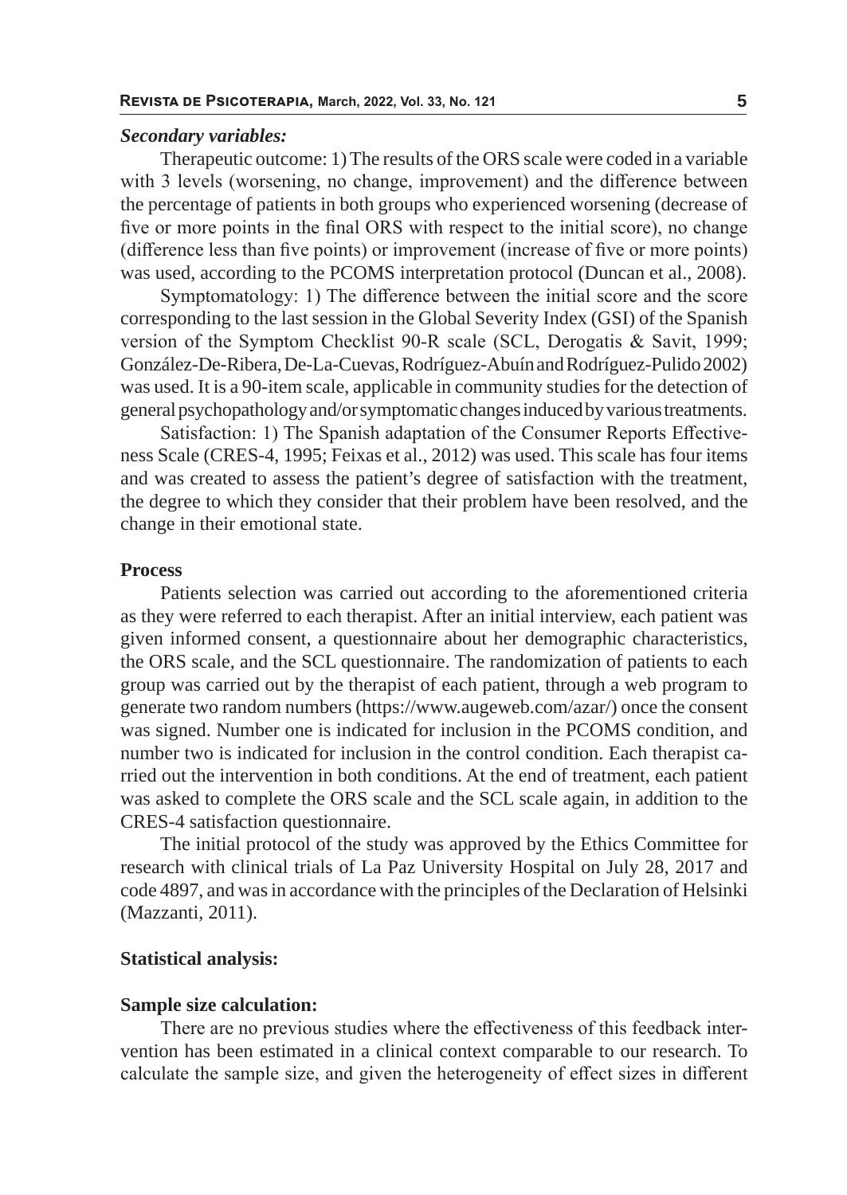*Secondary variables:*

Therapeutic outcome: 1) The results of the ORS scale were coded in a variable with 3 levels (worsening, no change, improvement) and the difference between the percentage of patients in both groups who experienced worsening (decrease of five or more points in the final ORS with respect to the initial score), no change (difference less than five points) or improvement (increase of five or more points) was used, according to the PCOMS interpretation protocol (Duncan et al., 2008).

Symptomatology: 1) The difference between the initial score and the score corresponding to the last session in the Global Severity Index (GSI) of the Spanish version of the Symptom Checklist 90-R scale (SCL, Derogatis & Savit, 1999; González-De-Ribera, De-La-Cuevas, Rodríguez-Abuín and Rodríguez-Pulido 2002) was used. It is a 90-item scale, applicable in community studies for the detection of general psychopathology and/or symptomatic changes induced by various treatments.

Satisfaction: 1) The Spanish adaptation of the Consumer Reports Effectiveness Scale (CRES-4, 1995; Feixas et al., 2012) was used. This scale has four items and was created to assess the patient's degree of satisfaction with the treatment, the degree to which they consider that their problem have been resolved, and the change in their emotional state.

**Process**

Patients selection was carried out according to the aforementioned criteria as they were referred to each therapist. After an initial interview, each patient was given informed consent, a questionnaire about her demographic characteristics, the ORS scale, and the SCL questionnaire. The randomization of patients to each group was carried out by the therapist of each patient, through a web program to generate two random numbers (https://www.augeweb.com/azar/) once the consent was signed. Number one is indicated for inclusion in the PCOMS condition, and number two is indicated for inclusion in the control condition. Each therapist carried out the intervention in both conditions. At the end of treatment, each patient was asked to complete the ORS scale and the SCL scale again, in addition to the CRES-4 satisfaction questionnaire.

The initial protocol of the study was approved by the Ethics Committee for research with clinical trials of La Paz University Hospital on July 28, 2017 and code 4897, and was in accordance with the principles of the Declaration of Helsinki (Mazzanti, 2011).

**Statistical analysis:**

**Sample size calculation:**

There are no previous studies where the effectiveness of this feedback intervention has been estimated in a clinical context comparable to our research. To calculate the sample size, and given the heterogeneity of effect sizes in different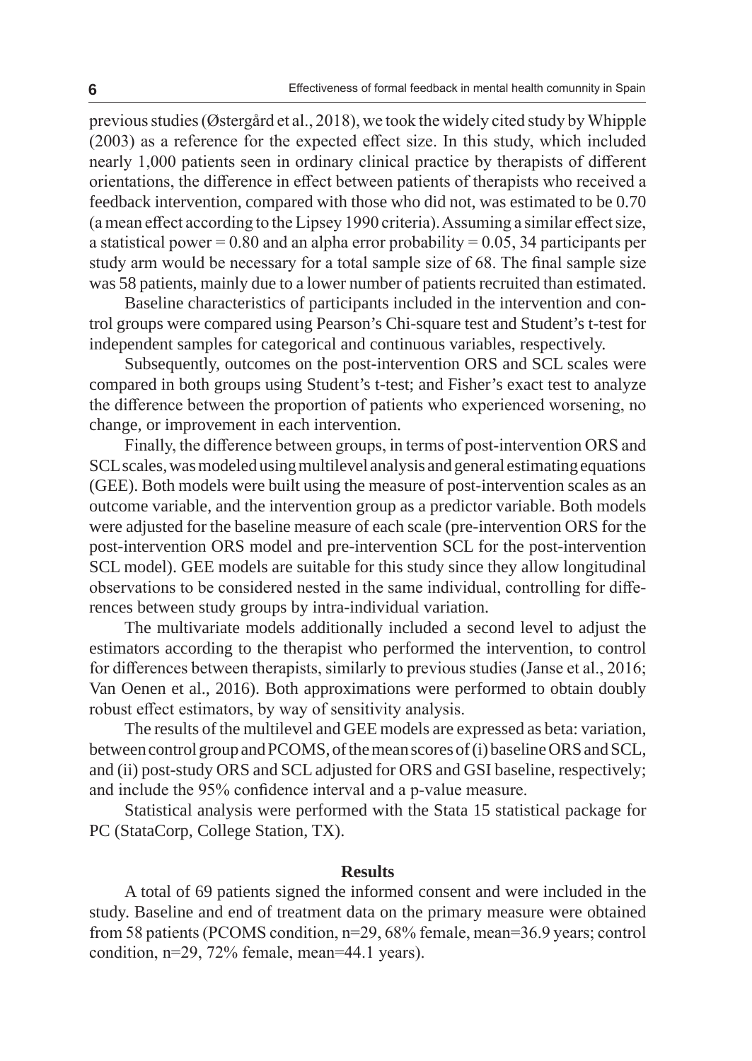previous studies (Østergård et al., 2018), we took the widely cited study by Whipple (2003) as a reference for the expected effect size. In this study, which included nearly 1,000 patients seen in ordinary clinical practice by therapists of different orientations, the difference in effect between patients of therapists who received a feedback intervention, compared with those who did not, was estimated to be 0.70 (a mean effect according to the Lipsey 1990 criteria). Assuming a similar effect size, a statistical power = 0.80 and an alpha error probability = 0.05, 34 participants per study arm would be necessary for a total sample size of 68. The final sample size was 58 patients, mainly due to a lower number of patients recruited than estimated.

Baseline characteristics of participants included in the intervention and control groups were compared using Pearson's Chi-square test and Student's t-test for independent samples for categorical and continuous variables, respectively.

Subsequently, outcomes on the post-intervention ORS and SCL scales were compared in both groups using Student's t-test; and Fisher's exact test to analyze the difference between the proportion of patients who experienced worsening, no change, or improvement in each intervention.

Finally, the difference between groups, in terms of post-intervention ORS and SCL scales, was modeled using multilevel analysis and general estimating equations (GEE). Both models were built using the measure of post-intervention scales as an outcome variable, and the intervention group as a predictor variable. Both models were adjusted for the baseline measure of each scale (pre-intervention ORS for the post-intervention ORS model and pre-intervention SCL for the post-intervention SCL model). GEE models are suitable for this study since they allow longitudinal observations to be considered nested in the same individual, controlling for differences between study groups by intra-individual variation.

The multivariate models additionally included a second level to adjust the estimators according to the therapist who performed the intervention, to control for differences between therapists, similarly to previous studies (Janse et al., 2016; Van Oenen et al., 2016). Both approximations were performed to obtain doubly robust effect estimators, by way of sensitivity analysis.

The results of the multilevel and GEE models are expressed as beta: variation, between control group and PCOMS, of the mean scores of (i) baseline ORS and SCL, and (ii) post-study ORS and SCL adjusted for ORS and GSI baseline, respectively; and include the 95% confidence interval and a p-value measure.

Statistical analysis were performed with the Stata 15 statistical package for PC (StataCorp, College Station, TX).

## Results

A total of 69 patients signed the informed consent and were included in the study. Baseline and end of treatment data on the primary measure were obtained from 58 patients (PCOMS condition, n=29, 68% female, mean=36.9 years; control condition, n=29, 72% female, mean=44.1 years).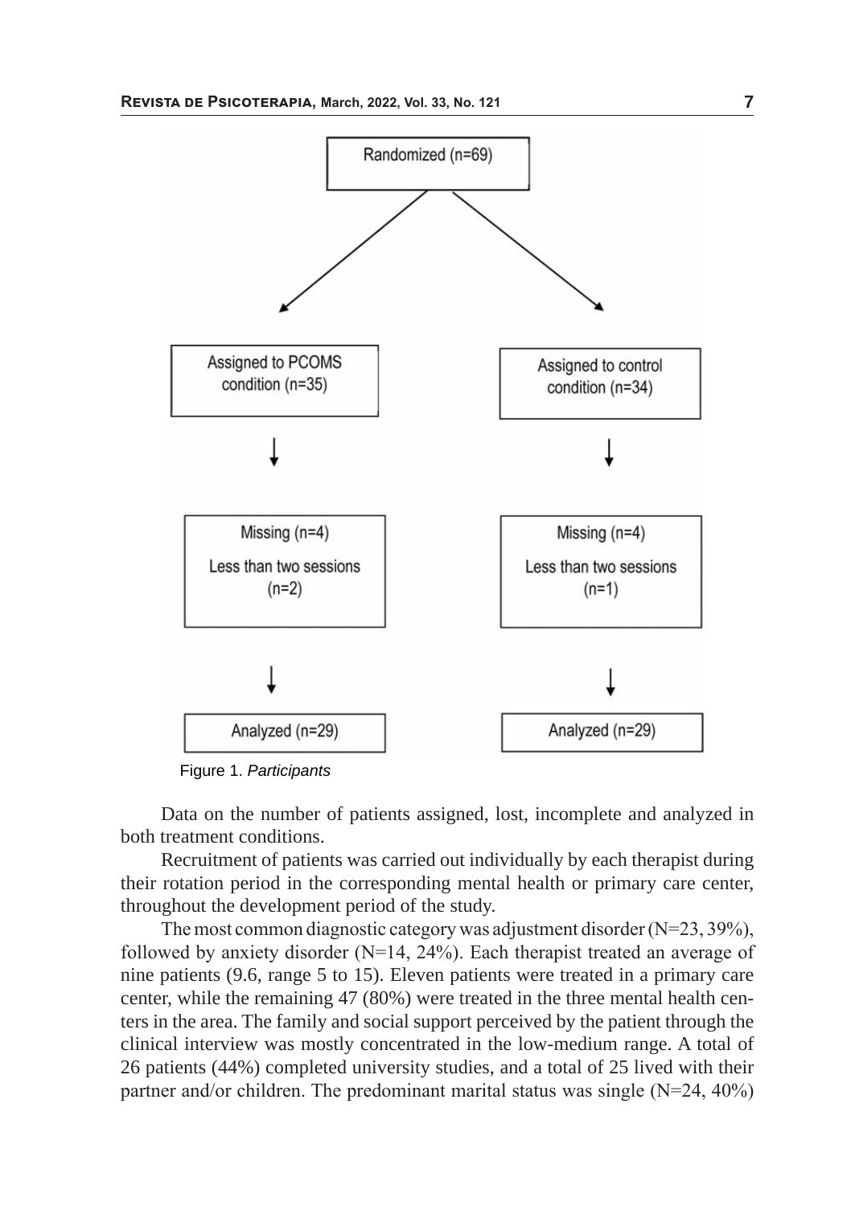Randomized (n=69)

Assigned to PCOMS condition (n=35)

Assigned to control condition (n=34)

Missing (n=4)

Less than two sessions (n=2)

Missing (n=4)

Less than two sessions (n=1)

Analyzed (n=29)

Analyzed (n=29)

Figure 1. *Participants*

Data on the number of patients assigned, lost, incomplete and analyzed in both treatment conditions.

Recruitment of patients was carried out individually by each therapist during their rotation period in the corresponding mental health or primary care center, throughout the development period of the study.

The most common diagnostic category was adjustment disorder (N=23, 39%), followed by anxiety disorder (N=14, 24%). Each therapist treated an average of nine patients (9.6, range 5 to 15). Eleven patients were treated in a primary care center, while the remaining 47 (80%) were treated in the three mental health centers in the area. The family and social support perceived by the patient through the clinical interview was mostly concentrated in the low-medium range. A total of 26 patients (44%) completed university studies, and a total of 25 lived with their partner and/or children. The predominant marital status was single (N=24, 40%)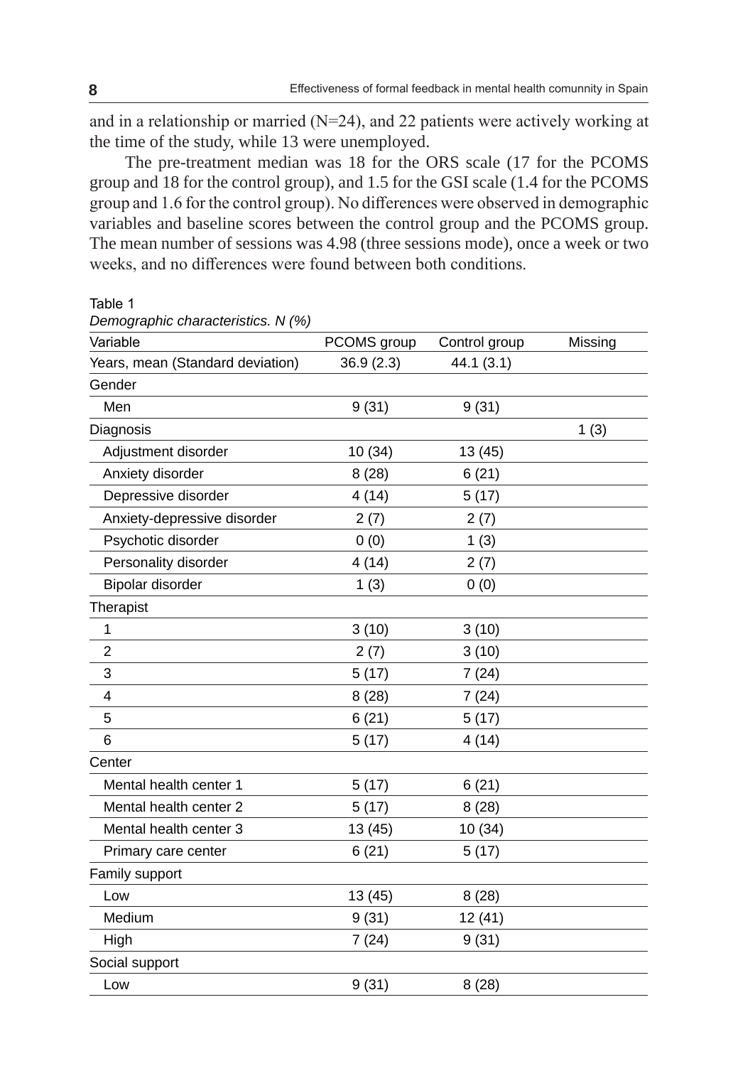and in a relationship or married (N=24), and 22 patients were actively working at the time of the study, while 13 were unemployed.

The pre-treatment median was 18 for the ORS scale (17 for the PCOMS group and 18 for the control group), and 1.5 for the GSI scale (1.4 for the PCOMS group and 1.6 for the control group). No differences were observed in demographic variables and baseline scores between the control group and the PCOMS group. The mean number of sessions was 4.98 (three sessions mode), once a week or two weeks, and no differences were found between both conditions.

Table 1

*Demographic characteristics. N (%)*

| Variable | PCOMS group | Control group | Missing |
|---|---|---|---|
| Years, mean (Standard deviation) | 36.9 (2.3) | 44.1 (3.1) | |
| Gender | | | |
| Men | 9 (31) | 9 (31) | |
| Diagnosis | | | 1 (3) |
| Adjustment disorder | 10 (34) | 13 (45) | |
| Anxiety disorder | 8 (28) | 6 (21) | |
| Depressive disorder | 4 (14) | 5 (17) | |
| Anxiety-depressive disorder | 2 (7) | 2 (7) | |
| Psychotic disorder | 0 (0) | 1 (3) | |
| Personality disorder | 4 (14) | 2 (7) | |
| Bipolar disorder | 1 (3) | 0 (0) | |
| Therapist | | | |
| 1 | 3 (10) | 3 (10) | |
| 2 | 2 (7) | 3 (10) | |
| 3 | 5 (17) | 7 (24) | |
| 4 | 8 (28) | 7 (24) | |
| 5 | 6 (21) | 5 (17) | |
| 6 | 5 (17) | 4 (14) | |
| Center | | | |
| Mental health center 1 | 5 (17) | 6 (21) | |
| Mental health center 2 | 5 (17) | 8 (28) | |
| Mental health center 3 | 13 (45) | 10 (34) | |
| Primary care center | 6 (21) | 5 (17) | |
| Family support | | | |
| Low | 13 (45) | 8 (28) | |
| Medium | 9 (31) | 12 (41) | |
| High | 7 (24) | 9 (31) | |
| Social support | | | |
| Low | 9 (31) | 8 (28) | |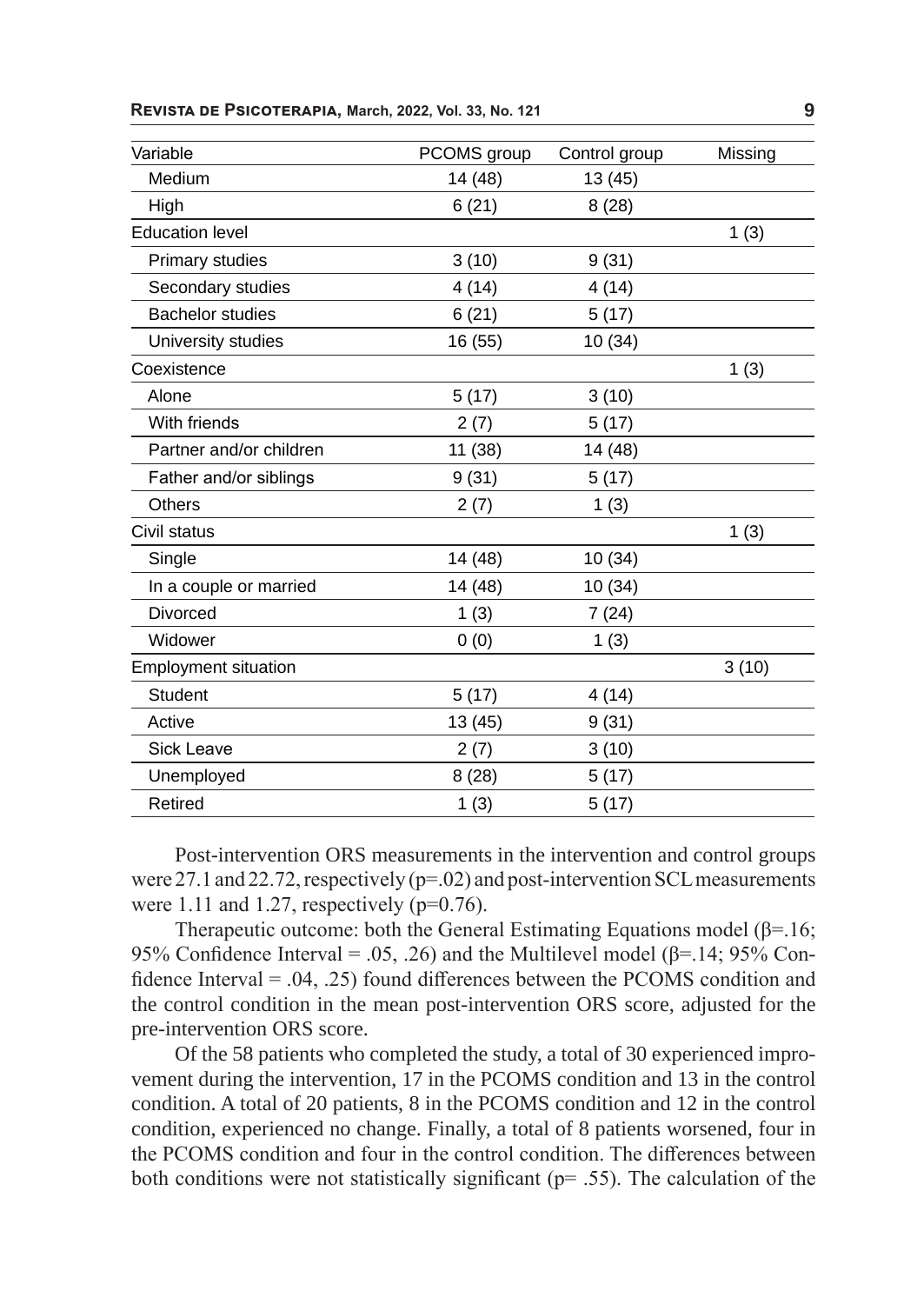| Variable | PCOMS group | Control group | Missing |
|---|---|---|---|
| Medium | 14 (48) | 13 (45) | |
| High | 6 (21) | 8 (28) | |
| Education level | | | 1 (3) |
| Primary studies | 3 (10) | 9 (31) | |
| Secondary studies | 4 (14) | 4 (14) | |
| Bachelor studies | 6 (21) | 5 (17) | |
| University studies | 16 (55) | 10 (34) | |
| Coexistence | | | 1 (3) |
| Alone | 5 (17) | 3 (10) | |
| With friends | 2 (7) | 5 (17) | |
| Partner and/or children | 11 (38) | 14 (48) | |
| Father and/or siblings | 9 (31) | 5 (17) | |
| Others | 2 (7) | 1 (3) | |
| Civil status | | | 1 (3) |
| Single | 14 (48) | 10 (34) | |
| In a couple or married | 14 (48) | 10 (34) | |
| Divorced | 1 (3) | 7 (24) | |
| Widower | 0 (0) | 1 (3) | |
| Employment situation | | | 3 (10) |
| Student | 5 (17) | 4 (14) | |
| Active | 13 (45) | 9 (31) | |
| Sick Leave | 2 (7) | 3 (10) | |
| Unemployed | 8 (28) | 5 (17) | |
| Retired | 1 (3) | 5 (17) | |

Post-intervention ORS measurements in the intervention and control groups were 27.1 and 22.72, respectively ($p$=.02) and post-intervention SCL measurements were 1.11 and 1.27, respectively ($p$=0.76).

Therapeutic outcome: both the General Estimating Equations model ($\beta$=.16; 95% Confidence Interval = .05, .26) and the Multilevel model ($\beta$=.14; 95% Confidence Interval = .04, .25) found differences between the PCOMS condition and the control condition in the mean post-intervention ORS score, adjusted for the pre-intervention ORS score.

Of the 58 patients who completed the study, a total of 30 experienced improvement during the intervention, 17 in the PCOMS condition and 13 in the control condition. A total of 20 patients, 8 in the PCOMS condition and 12 in the control condition, experienced no change. Finally, a total of 8 patients worsened, four in the PCOMS condition and four in the control condition. The differences between both conditions were not statistically significant ($p$= .55). The calculation of the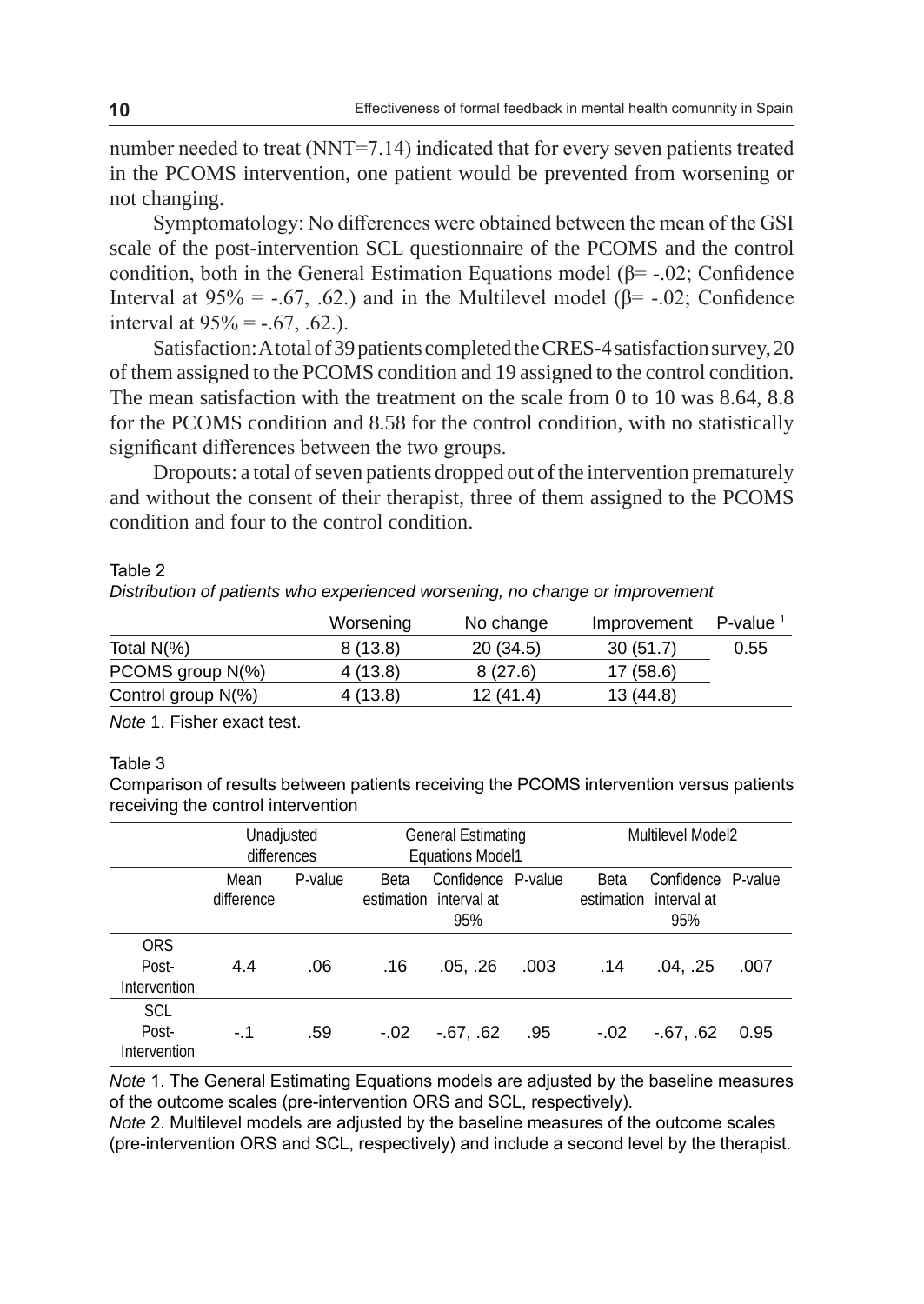number needed to treat (NNT=7.14) indicated that for every seven patients treated in the PCOMS intervention, one patient would be prevented from worsening or not changing.

Symptomatology: No differences were obtained between the mean of the GSI scale of the post-intervention SCL questionnaire of the PCOMS and the control condition, both in the General Estimation Equations model (β= -.02; Confidence Interval at 95% = -.67, .62.) and in the Multilevel model (β= -.02; Confidence interval at 95% = -.67, .62.).

Satisfaction: A total of 39 patients completed the CRES-4 satisfaction survey, 20 of them assigned to the PCOMS condition and 19 assigned to the control condition. The mean satisfaction with the treatment on the scale from 0 to 10 was 8.64, 8.8 for the PCOMS condition and 8.58 for the control condition, with no statistically significant differences between the two groups.

Dropouts: a total of seven patients dropped out of the intervention prematurely and without the consent of their therapist, three of them assigned to the PCOMS condition and four to the control condition.

Table 2

*Distribution of patients who experienced worsening, no change or improvement*

| | Worsening | No change | Improvement | P-value [1] |
|---|---|---|---|---|
| Total N(%) | 8 (13.8) | 20 (34.5) | 30 (51.7) | 0.55 |
| PCOMS group N(%) | 4 (13.8) | 8 (27.6) | 17 (58.6) | |
| Control group N(%) | 4 (13.8) | 12 (41.4) | 13 (44.8) | |

*Note* 1. Fisher exact test.

Table 3

Comparison of results between patients receiving the PCOMS intervention versus patients receiving the control intervention

| | Unadjusted differences | | General Estimating Equations Model1 | | | Multilevel Model2 | | |
|---|---|---|---|---|---|---|---|---|
| | Mean difference | P-value | Beta estimation | Confidence interval at 95% | P-value | Beta estimation | Confidence interval at 95% | P-value |
| ORS Post-Intervention | 4.4 | .06 | .16 | .05, .26 | .003 | .14 | .04, .25 | .007 |
| SCL Post-Intervention | -.1 | .59 | -.02 | -.67, .62 | .95 | -.02 | -.67, .62 | 0.95 |

*Note* 1. The General Estimating Equations models are adjusted by the baseline measures of the outcome scales (pre-intervention ORS and SCL, respectively).

*Note* 2. Multilevel models are adjusted by the baseline measures of the outcome scales (pre-intervention ORS and SCL, respectively) and include a second level by the therapist.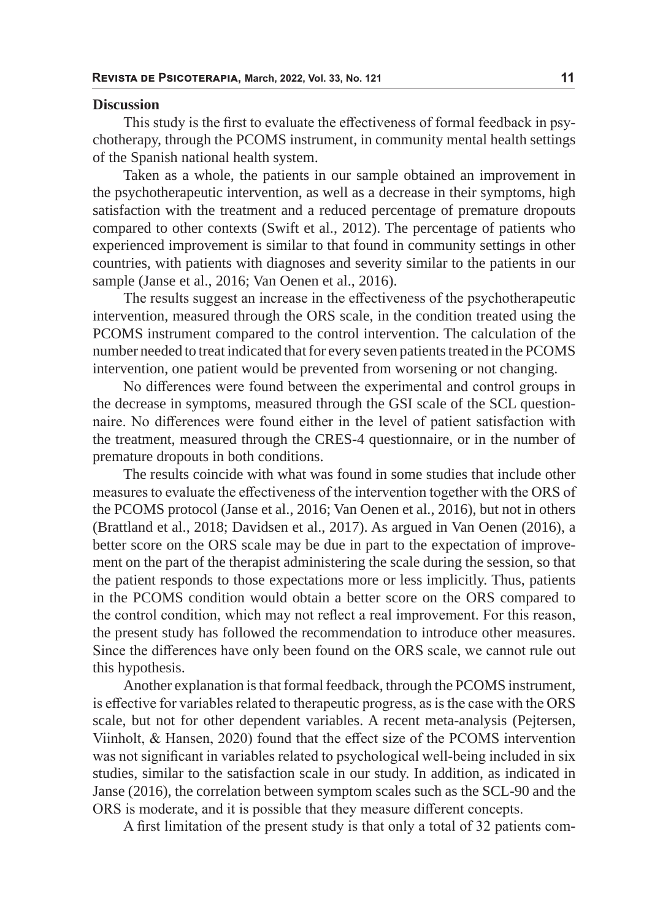## Discussion

This study is the first to evaluate the effectiveness of formal feedback in psychotherapy, through the PCOMS instrument, in community mental health settings of the Spanish national health system.

Taken as a whole, the patients in our sample obtained an improvement in the psychotherapeutic intervention, as well as a decrease in their symptoms, high satisfaction with the treatment and a reduced percentage of premature dropouts compared to other contexts (Swift et al., 2012). The percentage of patients who experienced improvement is similar to that found in community settings in other countries, with patients with diagnoses and severity similar to the patients in our sample (Janse et al., 2016; Van Oenen et al., 2016).

The results suggest an increase in the effectiveness of the psychotherapeutic intervention, measured through the ORS scale, in the condition treated using the PCOMS instrument compared to the control intervention. The calculation of the number needed to treat indicated that for every seven patients treated in the PCOMS intervention, one patient would be prevented from worsening or not changing.

No differences were found between the experimental and control groups in the decrease in symptoms, measured through the GSI scale of the SCL questionnaire. No differences were found either in the level of patient satisfaction with the treatment, measured through the CRES-4 questionnaire, or in the number of premature dropouts in both conditions.

The results coincide with what was found in some studies that include other measures to evaluate the effectiveness of the intervention together with the ORS of the PCOMS protocol (Janse et al., 2016; Van Oenen et al., 2016), but not in others (Brattland et al., 2018; Davidsen et al., 2017). As argued in Van Oenen (2016), a better score on the ORS scale may be due in part to the expectation of improvement on the part of the therapist administering the scale during the session, so that the patient responds to those expectations more or less implicitly. Thus, patients in the PCOMS condition would obtain a better score on the ORS compared to the control condition, which may not reflect a real improvement. For this reason, the present study has followed the recommendation to introduce other measures. Since the differences have only been found on the ORS scale, we cannot rule out this hypothesis.

Another explanation is that formal feedback, through the PCOMS instrument, is effective for variables related to therapeutic progress, as is the case with the ORS scale, but not for other dependent variables. A recent meta-analysis (Pejtersen, Viinholt, & Hansen, 2020) found that the effect size of the PCOMS intervention was not significant in variables related to psychological well-being included in six studies, similar to the satisfaction scale in our study. In addition, as indicated in Janse (2016), the correlation between symptom scales such as the SCL-90 and the ORS is moderate, and it is possible that they measure different concepts.

A first limitation of the present study is that only a total of 32 patients com-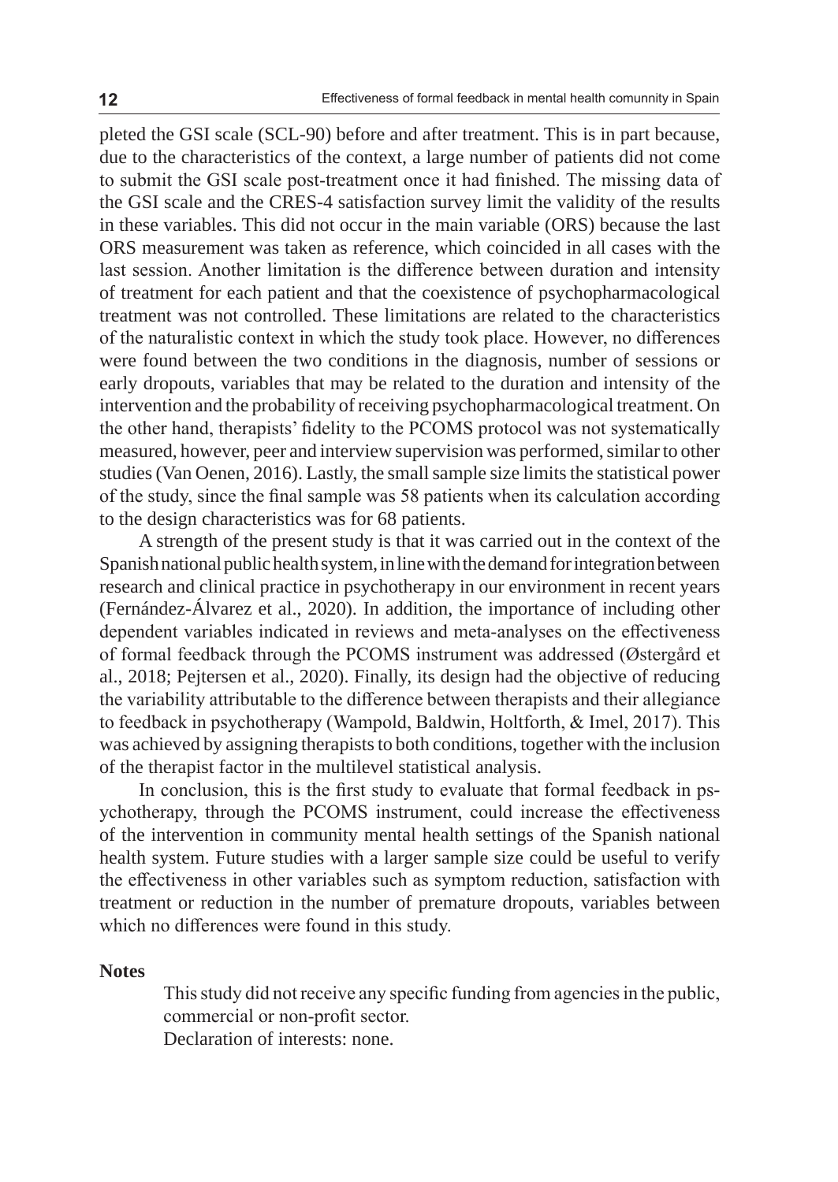pleted the GSI scale (SCL-90) before and after treatment. This is in part because, due to the characteristics of the context, a large number of patients did not come to submit the GSI scale post-treatment once it had finished. The missing data of the GSI scale and the CRES-4 satisfaction survey limit the validity of the results in these variables. This did not occur in the main variable (ORS) because the last ORS measurement was taken as reference, which coincided in all cases with the last session. Another limitation is the difference between duration and intensity of treatment for each patient and that the coexistence of psychopharmacological treatment was not controlled. These limitations are related to the characteristics of the naturalistic context in which the study took place. However, no differences were found between the two conditions in the diagnosis, number of sessions or early dropouts, variables that may be related to the duration and intensity of the intervention and the probability of receiving psychopharmacological treatment. On the other hand, therapists' fidelity to the PCOMS protocol was not systematically measured, however, peer and interview supervision was performed, similar to other studies (Van Oenen, 2016). Lastly, the small sample size limits the statistical power of the study, since the final sample was 58 patients when its calculation according to the design characteristics was for 68 patients.

A strength of the present study is that it was carried out in the context of the Spanish national public health system, in line with the demand for integration between research and clinical practice in psychotherapy in our environment in recent years (Fernández-Álvarez et al., 2020). In addition, the importance of including other dependent variables indicated in reviews and meta-analyses on the effectiveness of formal feedback through the PCOMS instrument was addressed (Østergård et al., 2018; Pejtersen et al., 2020). Finally, its design had the objective of reducing the variability attributable to the difference between therapists and their allegiance to feedback in psychotherapy (Wampold, Baldwin, Holtforth, & Imel, 2017). This was achieved by assigning therapists to both conditions, together with the inclusion of the therapist factor in the multilevel statistical analysis.

In conclusion, this is the first study to evaluate that formal feedback in psychotherapy, through the PCOMS instrument, could increase the effectiveness of the intervention in community mental health settings of the Spanish national health system. Future studies with a larger sample size could be useful to verify the effectiveness in other variables such as symptom reduction, satisfaction with treatment or reduction in the number of premature dropouts, variables between which no differences were found in this study.

**Notes**

This study did not receive any specific funding from agencies in the public, commercial or non-profit sector.
Declaration of interests: none.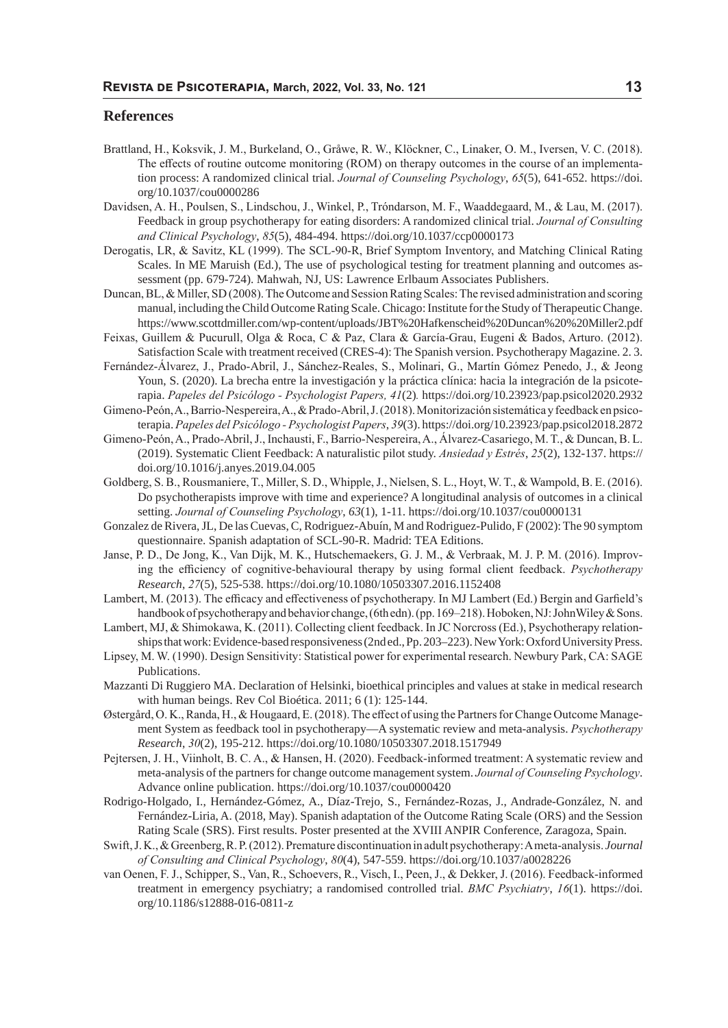## References

Brattland, H., Koksvik, J. M., Burkeland, O., Gråwe, R. W., Klöckner, C., Linaker, O. M., Iversen, V. C. (2018). The effects of routine outcome monitoring (ROM) on therapy outcomes in the course of an implementation process: A randomized clinical trial. *Journal of Counseling Psychology*, *65*(5), 641-652. https://doi.org/10.1037/cou0000286

Davidsen, A. H., Poulsen, S., Lindschou, J., Winkel, P., Tróndarson, M. F., Waaddegaard, M., & Lau, M. (2017). Feedback in group psychotherapy for eating disorders: A randomized clinical trial. *Journal of Consulting and Clinical Psychology*, *85*(5), 484-494. https://doi.org/10.1037/ccp0000173

Derogatis, LR, & Savitz, KL (1999). The SCL-90-R, Brief Symptom Inventory, and Matching Clinical Rating Scales. In ME Maruish (Ed.), The use of psychological testing for treatment planning and outcomes assessment (pp. 679-724). Mahwah, NJ, US: Lawrence Erlbaum Associates Publishers.

Duncan, BL, & Miller, SD (2008). The Outcome and Session Rating Scales: The revised administration and scoring manual, including the Child Outcome Rating Scale. Chicago: Institute for the Study of Therapeutic Change. https://www.scottdmiller.com/wp-content/uploads/JBT%20Hafkenscheid%20Duncan%20%20Miller2.pdf

Feixas, Guillem & Pucurull, Olga & Roca, C & Paz, Clara & García-Grau, Eugeni & Bados, Arturo. (2012). Satisfaction Scale with treatment received (CRES-4): The Spanish version. Psychotherapy Magazine. 2. 3.

Fernández-Álvarez, J., Prado-Abril, J., Sánchez-Reales, S., Molinari, G., Martín Gómez Penedo, J., & Jeong Youn, S. (2020). La brecha entre la investigación y la práctica clínica: hacia la integración de la psicoterapia. *Papeles del Psicólogo - Psychologist Papers, 41*(2)*.* https://doi.org/10.23923/pap.psicol2020.2932

Gimeno-Peón, A., Barrio-Nespereira, A., & Prado-Abril, J. (2018). Monitorización sistemática y feedback en psicoterapia. *Papeles del Psicólogo - Psychologist Papers*, *39*(3). https://doi.org/10.23923/pap.psicol2018.2872

Gimeno-Peón, A., Prado-Abril, J., Inchausti, F., Barrio-Nespereira, A., Álvarez-Casariego, M. T., & Duncan, B. L. (2019). Systematic Client Feedback: A naturalistic pilot study. *Ansiedad y Estrés*, *25*(2), 132-137. https://doi.org/10.1016/j.anyes.2019.04.005

Goldberg, S. B., Rousmaniere, T., Miller, S. D., Whipple, J., Nielsen, S. L., Hoyt, W. T., & Wampold, B. E. (2016). Do psychotherapists improve with time and experience? A longitudinal analysis of outcomes in a clinical setting. *Journal of Counseling Psychology*, *63*(1), 1-11. https://doi.org/10.1037/cou0000131

Gonzalez de Rivera, JL, De las Cuevas, C, Rodriguez-Abuín, M and Rodriguez-Pulido, F (2002): The 90 symptom questionnaire. Spanish adaptation of SCL-90-R. Madrid: TEA Editions.

Janse, P. D., De Jong, K., Van Dijk, M. K., Hutschemaekers, G. J. M., & Verbraak, M. J. P. M. (2016). Improving the efficiency of cognitive-behavioural therapy by using formal client feedback. *Psychotherapy Research*, *27*(5), 525-538. https://doi.org/10.1080/10503307.2016.1152408

Lambert, M. (2013). The efficacy and effectiveness of psychotherapy. In MJ Lambert (Ed.) Bergin and Garfield's handbook of psychotherapy and behavior change, (6th edn). (pp. 169–218). Hoboken, NJ: John Wiley & Sons.

Lambert, MJ, & Shimokawa, K. (2011). Collecting client feedback. In JC Norcross (Ed.), Psychotherapy relationships that work: Evidence-based responsiveness (2nd ed., Pp. 203–223). New York: Oxford University Press.

Lipsey, M. W. (1990). Design Sensitivity: Statistical power for experimental research. Newbury Park, CA: SAGE Publications.

Mazzanti Di Ruggiero MA. Declaration of Helsinki, bioethical principles and values at stake in medical research with human beings. Rev Col Bioética. 2011; 6 (1): 125-144.

Østergård, O. K., Randa, H., & Hougaard, E. (2018). The effect of using the Partners for Change Outcome Management System as feedback tool in psychotherapy—A systematic review and meta-analysis. *Psychotherapy Research*, *30*(2), 195-212. https://doi.org/10.1080/10503307.2018.1517949

Pejtersen, J. H., Viinholt, B. C. A., & Hansen, H. (2020). Feedback-informed treatment: A systematic review and meta-analysis of the partners for change outcome management system. *Journal of Counseling Psychology*. Advance online publication. https://doi.org/10.1037/cou0000420

Rodrigo-Holgado, I., Hernández-Gómez, A., Díaz-Trejo, S., Fernández-Rozas, J., Andrade-González, N. and Fernández-Liria, A. (2018, May). Spanish adaptation of the Outcome Rating Scale (ORS) and the Session Rating Scale (SRS). First results. Poster presented at the XVIII ANPIR Conference, Zaragoza, Spain.

Swift, J. K., & Greenberg, R. P. (2012). Premature discontinuation in adult psychotherapy: A meta-analysis. *Journal of Consulting and Clinical Psychology*, *80*(4), 547-559. https://doi.org/10.1037/a0028226

van Oenen, F. J., Schipper, S., Van, R., Schoevers, R., Visch, I., Peen, J., & Dekker, J. (2016). Feedback-informed treatment in emergency psychiatry; a randomised controlled trial. *BMC Psychiatry*, *16*(1). https://doi.org/10.1186/s12888-016-0811-z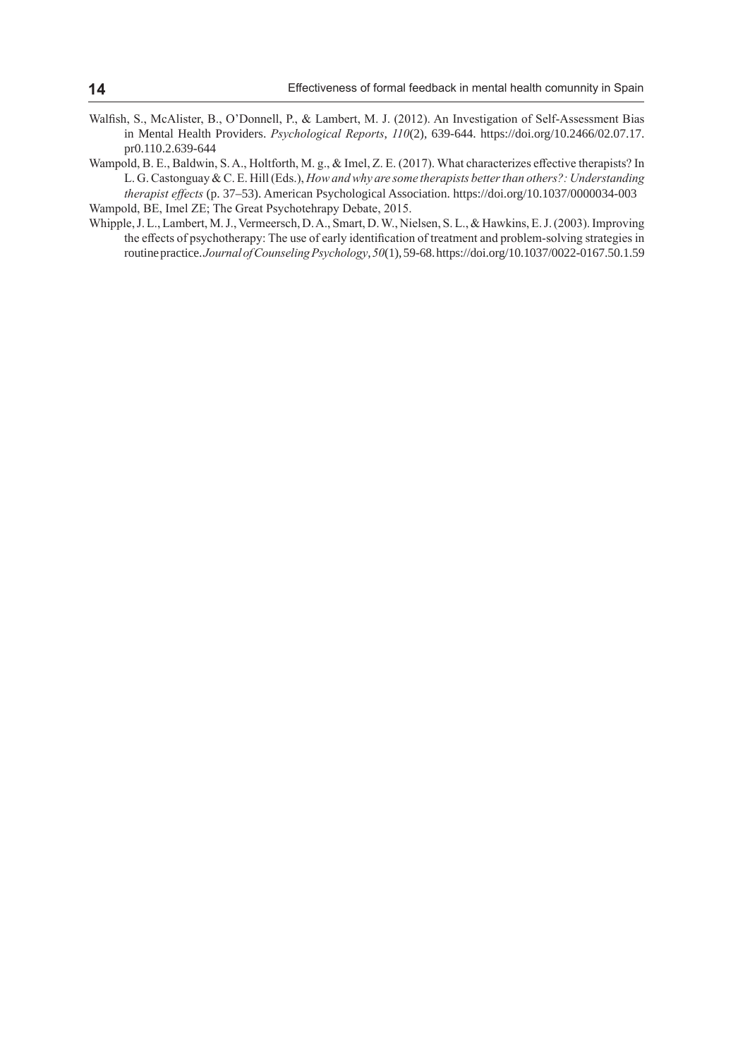Walfish, S., McAlister, B., O'Donnell, P., & Lambert, M. J. (2012). An Investigation of Self-Assessment Bias in Mental Health Providers. *Psychological Reports*, *110*(2), 639-644. https://doi.org/10.2466/02.07.17.pr0.110.2.639-644

Wampold, B. E., Baldwin, S. A., Holtforth, M. g., & Imel, Z. E. (2017). What characterizes effective therapists? In L. G. Castonguay & C. E. Hill (Eds.), *How and why are some therapists better than others?: Understanding therapist effects* (p. 37–53). American Psychological Association. https://doi.org/10.1037/0000034-003

Wampold, BE, Imel ZE; The Great Psychotehrapy Debate, 2015.

Whipple, J. L., Lambert, M. J., Vermeersch, D. A., Smart, D. W., Nielsen, S. L., & Hawkins, E. J. (2003). Improving the effects of psychotherapy: The use of early identification of treatment and problem-solving strategies in routine practice. *Journal of Counseling Psychology*, *50*(1), 59-68. https://doi.org/10.1037/0022-0167.50.1.59